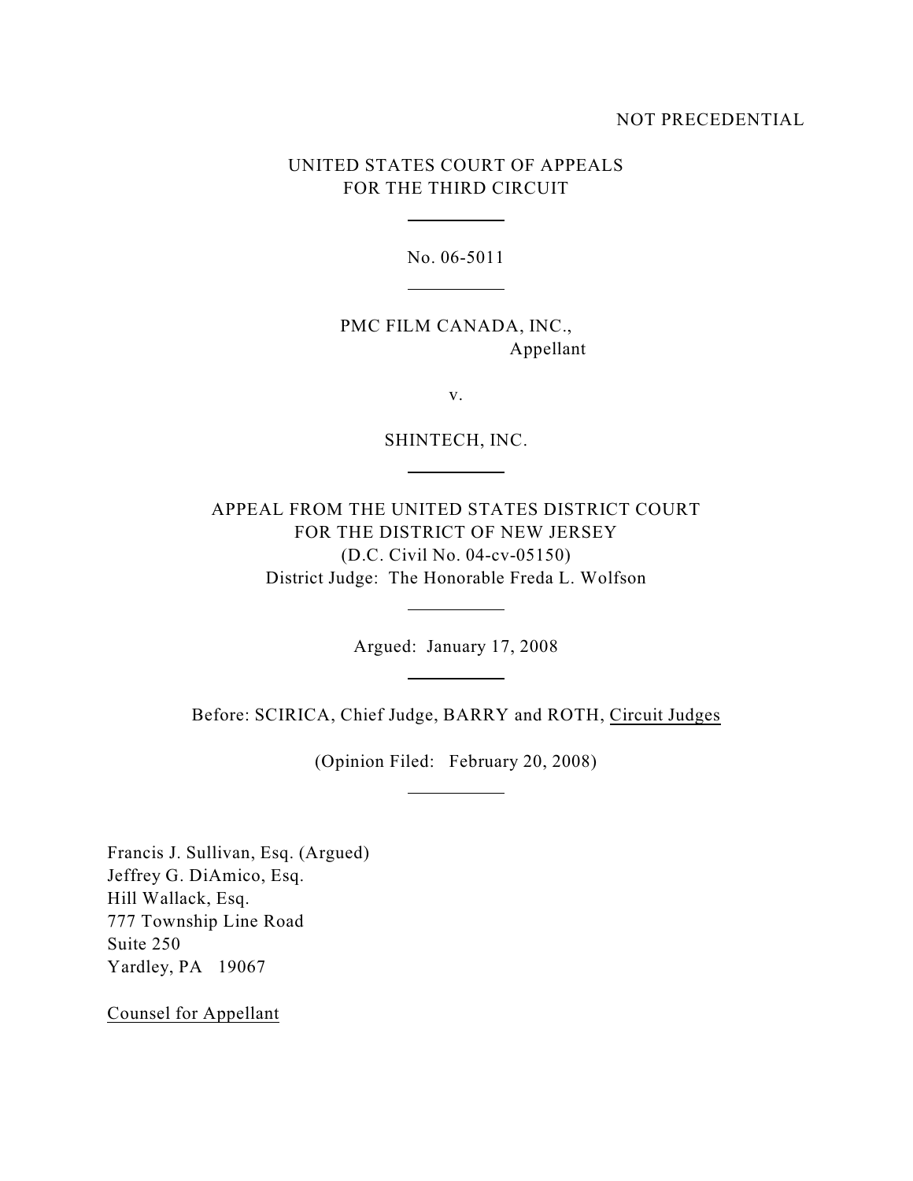NOT PRECEDENTIAL

UNITED STATES COURT OF APPEALS
FOR THE THIRD CIRCUIT

---

No. 06-5011

---

PMC FILM CANADA, INC.,
Appellant

v.

SHINTECH, INC.

---

APPEAL FROM THE UNITED STATES DISTRICT COURT
FOR THE DISTRICT OF NEW JERSEY
(D.C. Civil No. 04-cv-05150)
District Judge: The Honorable Freda L. Wolfson

---

Argued: January 17, 2008

---

Before: SCIRICA, Chief Judge, BARRY and ROTH, Circuit Judges

(Opinion Filed: February 20, 2008)

---

Francis J. Sullivan, Esq. (Argued)
Jeffrey G. DiAmico, Esq.
Hill Wallack, Esq.
777 Township Line Road
Suite 250
Yardley, PA 19067

Counsel for Appellant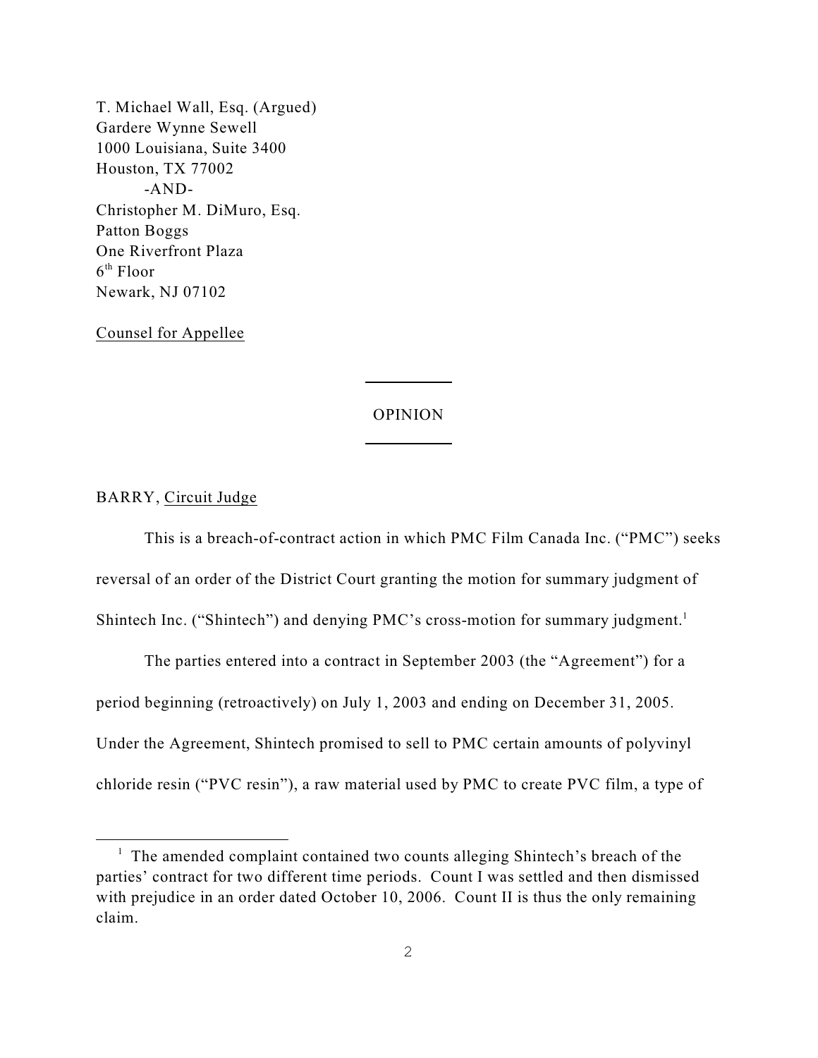T. Michael Wall, Esq. (Argued)
Gardere Wynne Sewell
1000 Louisiana, Suite 3400
Houston, TX 77002
-AND-
Christopher M. DiMuro, Esq.
Patton Boggs
One Riverfront Plaza
6th Floor
Newark, NJ 07102

Counsel for Appellee

OPINION

BARRY, Circuit Judge

This is a breach-of-contract action in which PMC Film Canada Inc. ("PMC") seeks reversal of an order of the District Court granting the motion for summary judgment of Shintech Inc. ("Shintech") and denying PMC's cross-motion for summary judgment.[1]

The parties entered into a contract in September 2003 (the "Agreement") for a period beginning (retroactively) on July 1, 2003 and ending on December 31, 2005. Under the Agreement, Shintech promised to sell to PMC certain amounts of polyvinyl chloride resin ("PVC resin"), a raw material used by PMC to create PVC film, a type of

[1] The amended complaint contained two counts alleging Shintech's breach of the parties' contract for two different time periods. Count I was settled and then dismissed with prejudice in an order dated October 10, 2006. Count II is thus the only remaining claim.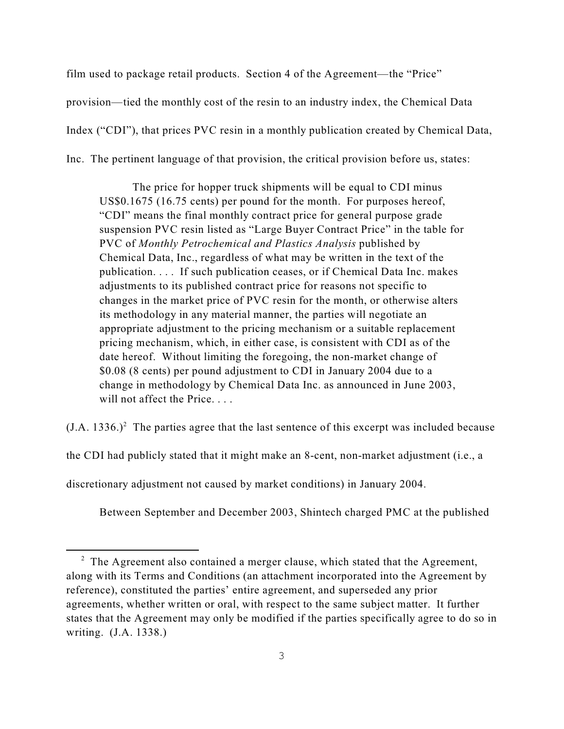film used to package retail products. Section 4 of the Agreement—the "Price" provision—tied the monthly cost of the resin to an industry index, the Chemical Data Index ("CDI"), that prices PVC resin in a monthly publication created by Chemical Data, Inc. The pertinent language of that provision, the critical provision before us, states:

> The price for hopper truck shipments will be equal to CDI minus US$0.1675 (16.75 cents) per pound for the month. For purposes hereof, "CDI" means the final monthly contract price for general purpose grade suspension PVC resin listed as "Large Buyer Contract Price" in the table for PVC of *Monthly Petrochemical and Plastics Analysis* published by Chemical Data, Inc., regardless of what may be written in the text of the publication. . . . If such publication ceases, or if Chemical Data Inc. makes adjustments to its published contract price for reasons not specific to changes in the market price of PVC resin for the month, or otherwise alters its methodology in any material manner, the parties will negotiate an appropriate adjustment to the pricing mechanism or a suitable replacement pricing mechanism, which, in either case, is consistent with CDI as of the date hereof. Without limiting the foregoing, the non-market change of $0.08 (8 cents) per pound adjustment to CDI in January 2004 due to a change in methodology by Chemical Data Inc. as announced in June 2003, will not affect the Price. . . .

(J.A. 1336.)[2] The parties agree that the last sentence of this excerpt was included because the CDI had publicly stated that it might make an 8-cent, non-market adjustment (i.e., a discretionary adjustment not caused by market conditions) in January 2004.

Between September and December 2003, Shintech charged PMC at the published

[2] The Agreement also contained a merger clause, which stated that the Agreement, along with its Terms and Conditions (an attachment incorporated into the Agreement by reference), constituted the parties' entire agreement, and superseded any prior agreements, whether written or oral, with respect to the same subject matter. It further states that the Agreement may only be modified if the parties specifically agree to do so in writing. (J.A. 1338.)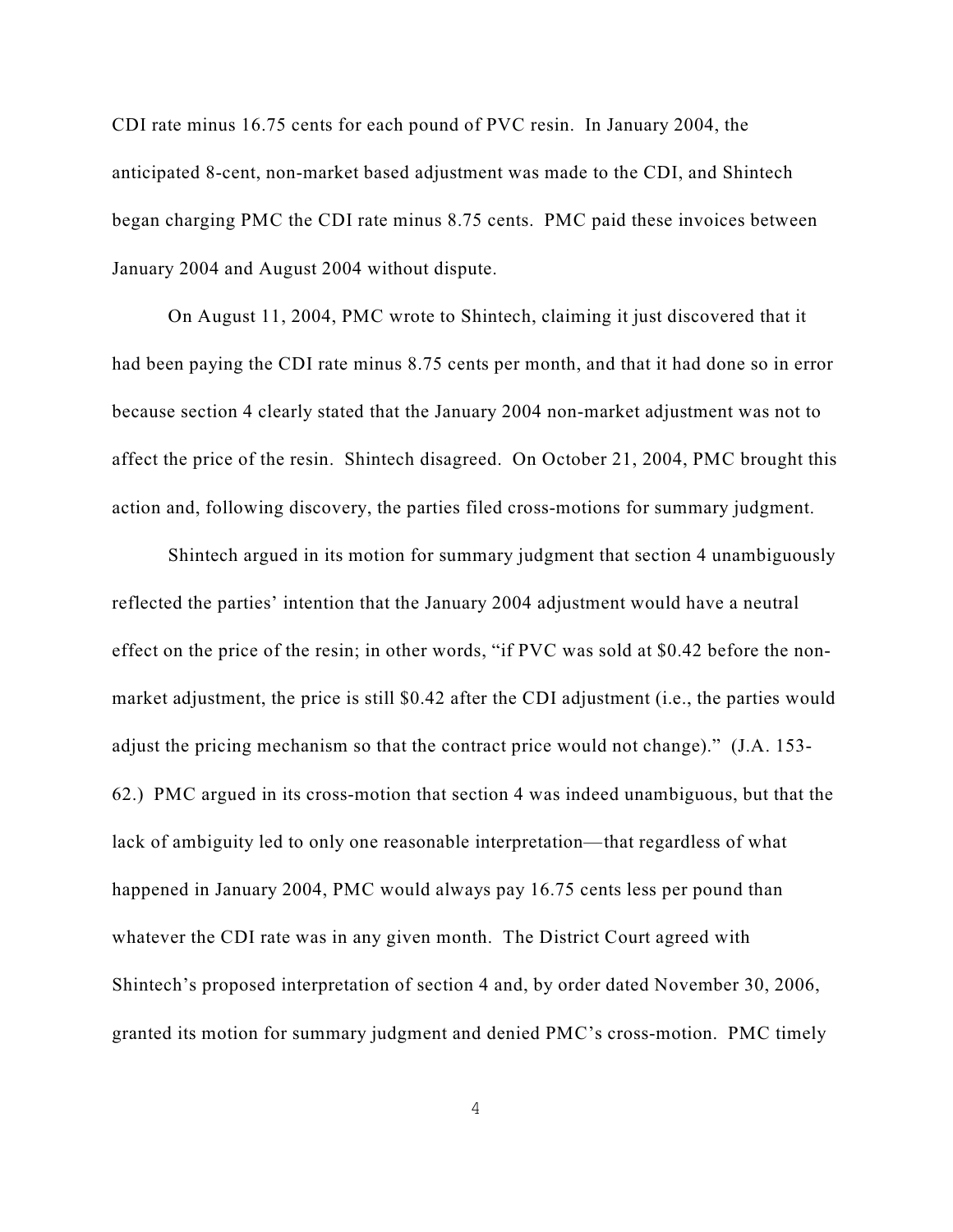CDI rate minus 16.75 cents for each pound of PVC resin. In January 2004, the anticipated 8-cent, non-market based adjustment was made to the CDI, and Shintech began charging PMC the CDI rate minus 8.75 cents. PMC paid these invoices between January 2004 and August 2004 without dispute.

On August 11, 2004, PMC wrote to Shintech, claiming it just discovered that it had been paying the CDI rate minus 8.75 cents per month, and that it had done so in error because section 4 clearly stated that the January 2004 non-market adjustment was not to affect the price of the resin. Shintech disagreed. On October 21, 2004, PMC brought this action and, following discovery, the parties filed cross-motions for summary judgment.

Shintech argued in its motion for summary judgment that section 4 unambiguously reflected the parties' intention that the January 2004 adjustment would have a neutral effect on the price of the resin; in other words, "if PVC was sold at $0.42 before the non-market adjustment, the price is still $0.42 after the CDI adjustment (i.e., the parties would adjust the pricing mechanism so that the contract price would not change)." (J.A. 153-62.) PMC argued in its cross-motion that section 4 was indeed unambiguous, but that the lack of ambiguity led to only one reasonable interpretation—that regardless of what happened in January 2004, PMC would always pay 16.75 cents less per pound than whatever the CDI rate was in any given month. The District Court agreed with Shintech's proposed interpretation of section 4 and, by order dated November 30, 2006, granted its motion for summary judgment and denied PMC's cross-motion. PMC timely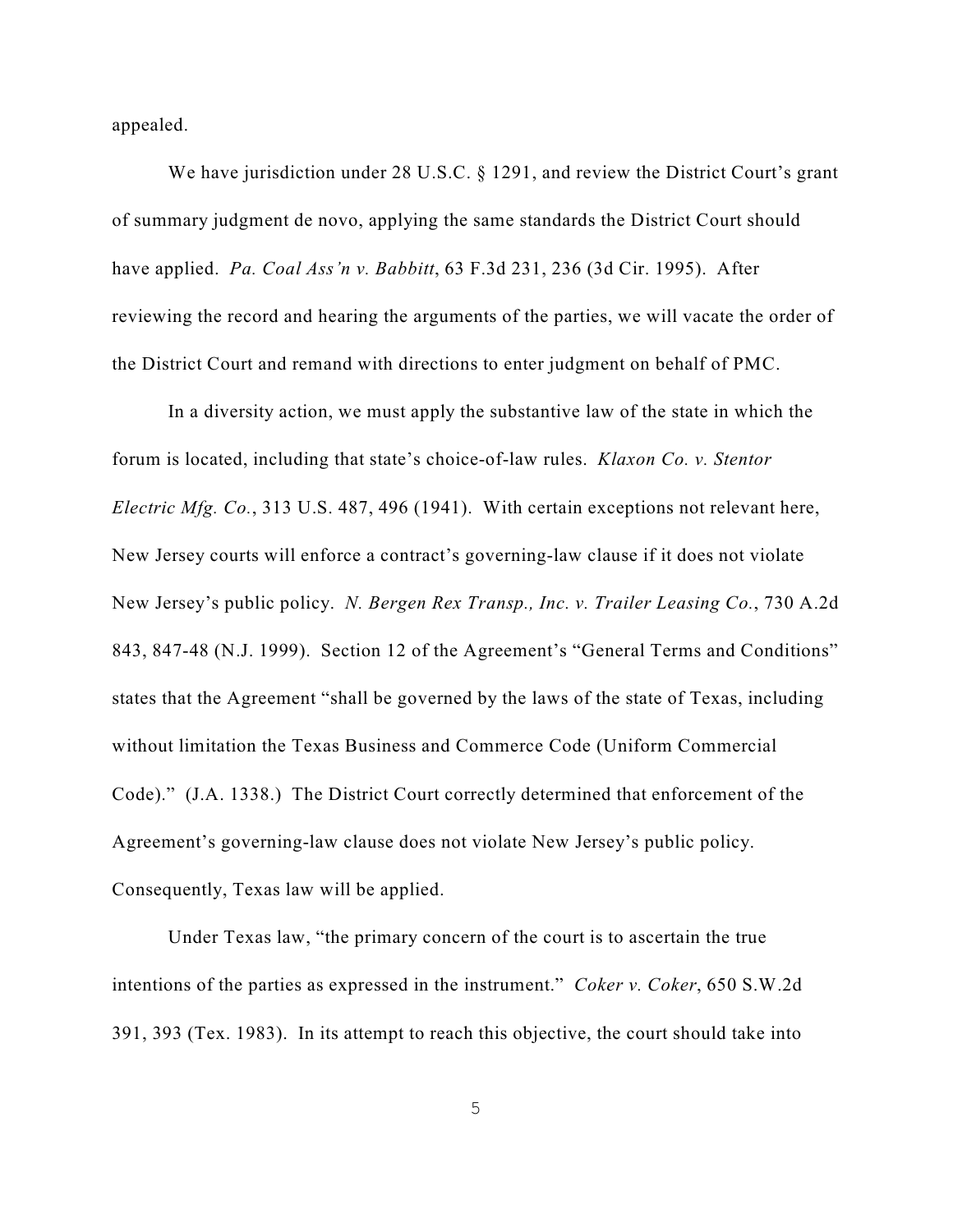appealed.

We have jurisdiction under 28 U.S.C. § 1291, and review the District Court's grant of summary judgment de novo, applying the same standards the District Court should have applied. *Pa. Coal Ass'n v. Babbitt*, 63 F.3d 231, 236 (3d Cir. 1995). After reviewing the record and hearing the arguments of the parties, we will vacate the order of the District Court and remand with directions to enter judgment on behalf of PMC.

In a diversity action, we must apply the substantive law of the state in which the forum is located, including that state's choice-of-law rules. *Klaxon Co. v. Stentor Electric Mfg. Co.*, 313 U.S. 487, 496 (1941). With certain exceptions not relevant here, New Jersey courts will enforce a contract's governing-law clause if it does not violate New Jersey's public policy. *N. Bergen Rex Transp., Inc. v. Trailer Leasing Co.*, 730 A.2d 843, 847-48 (N.J. 1999). Section 12 of the Agreement's "General Terms and Conditions" states that the Agreement "shall be governed by the laws of the state of Texas, including without limitation the Texas Business and Commerce Code (Uniform Commercial Code)." (J.A. 1338.) The District Court correctly determined that enforcement of the Agreement's governing-law clause does not violate New Jersey's public policy. Consequently, Texas law will be applied.

Under Texas law, "the primary concern of the court is to ascertain the true intentions of the parties as expressed in the instrument." *Coker v. Coker*, 650 S.W.2d 391, 393 (Tex. 1983). In its attempt to reach this objective, the court should take into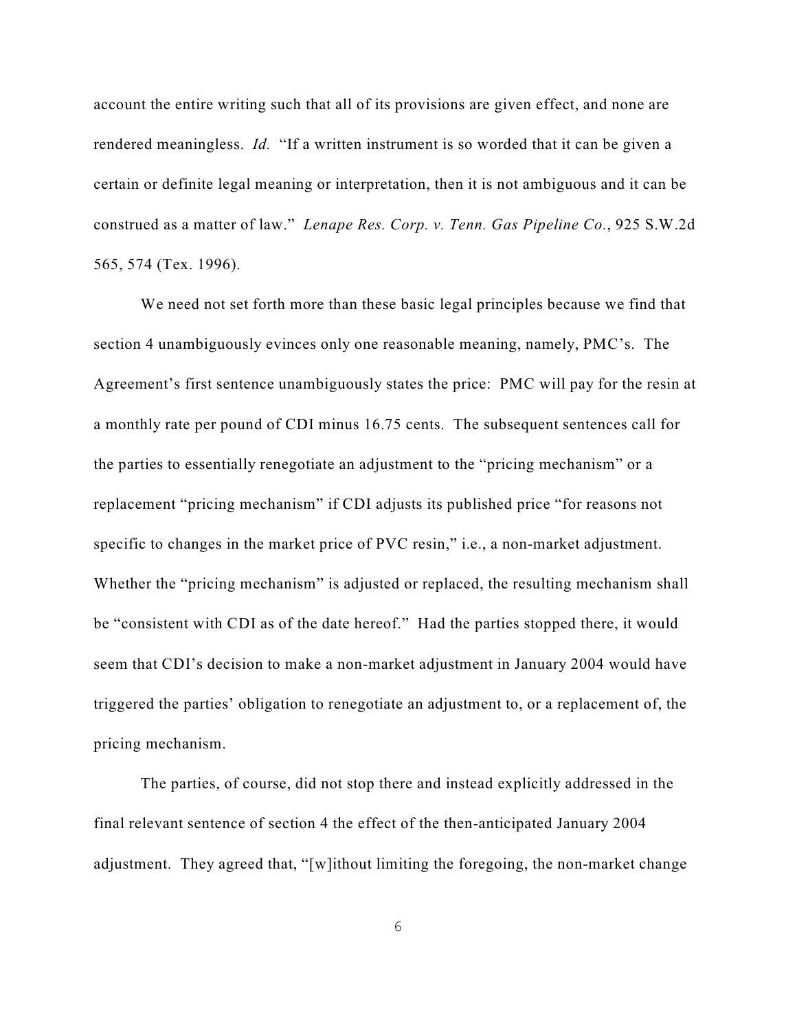account the entire writing such that all of its provisions are given effect, and none are rendered meaningless. *Id.* "If a written instrument is so worded that it can be given a certain or definite legal meaning or interpretation, then it is not ambiguous and it can be construed as a matter of law." *Lenape Res. Corp. v. Tenn. Gas Pipeline Co.*, 925 S.W.2d 565, 574 (Tex. 1996).

We need not set forth more than these basic legal principles because we find that section 4 unambiguously evinces only one reasonable meaning, namely, PMC's. The Agreement's first sentence unambiguously states the price: PMC will pay for the resin at a monthly rate per pound of CDI minus 16.75 cents. The subsequent sentences call for the parties to essentially renegotiate an adjustment to the "pricing mechanism" or a replacement "pricing mechanism" if CDI adjusts its published price "for reasons not specific to changes in the market price of PVC resin," i.e., a non-market adjustment. Whether the "pricing mechanism" is adjusted or replaced, the resulting mechanism shall be "consistent with CDI as of the date hereof." Had the parties stopped there, it would seem that CDI's decision to make a non-market adjustment in January 2004 would have triggered the parties' obligation to renegotiate an adjustment to, or a replacement of, the pricing mechanism.

The parties, of course, did not stop there and instead explicitly addressed in the final relevant sentence of section 4 the effect of the then-anticipated January 2004 adjustment. They agreed that, "[w]ithout limiting the foregoing, the non-market change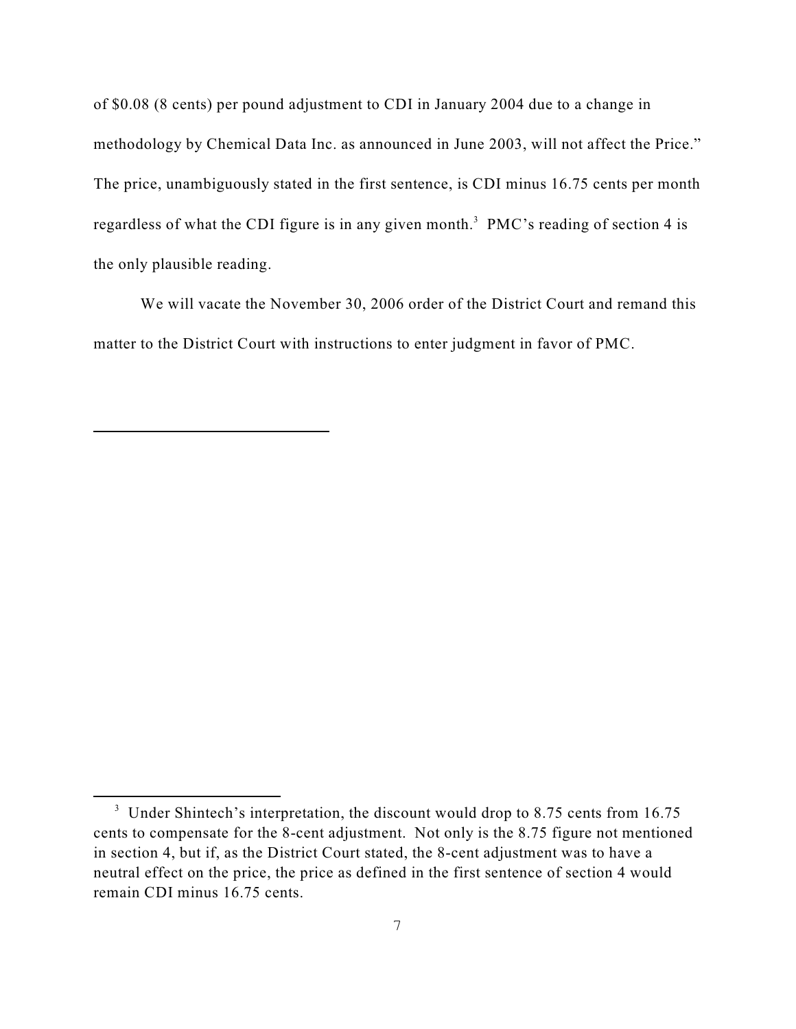of $0.08 (8 cents) per pound adjustment to CDI in January 2004 due to a change in methodology by Chemical Data Inc. as announced in June 2003, will not affect the Price." The price, unambiguously stated in the first sentence, is CDI minus 16.75 cents per month regardless of what the CDI figure is in any given month.[3] PMC's reading of section 4 is the only plausible reading.

We will vacate the November 30, 2006 order of the District Court and remand this matter to the District Court with instructions to enter judgment in favor of PMC.

---

[3] Under Shintech's interpretation, the discount would drop to 8.75 cents from 16.75 cents to compensate for the 8-cent adjustment. Not only is the 8.75 figure not mentioned in section 4, but if, as the District Court stated, the 8-cent adjustment was to have a neutral effect on the price, the price as defined in the first sentence of section 4 would remain CDI minus 16.75 cents.